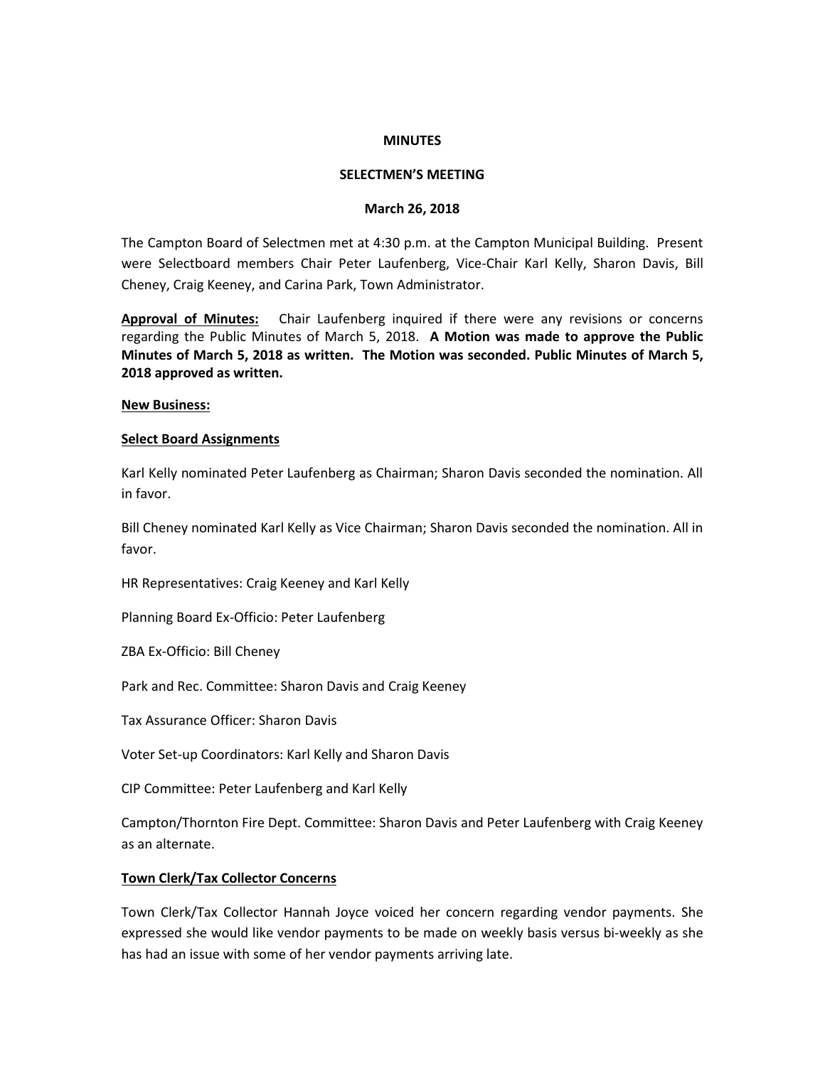# MINUTES

## SELECTMEN'S MEETING

### March 26, 2018

The Campton Board of Selectmen met at 4:30 p.m. at the Campton Municipal Building. Present were Selectboard members Chair Peter Laufenberg, Vice-Chair Karl Kelly, Sharon Davis, Bill Cheney, Craig Keeney, and Carina Park, Town Administrator.

**Approval of Minutes:** Chair Laufenberg inquired if there were any revisions or concerns regarding the Public Minutes of March 5, 2018. **A Motion was made to approve the Public Minutes of March 5, 2018 as written. The Motion was seconded. Public Minutes of March 5, 2018 approved as written.**

**New Business:**

**Select Board Assignments**

Karl Kelly nominated Peter Laufenberg as Chairman; Sharon Davis seconded the nomination. All in favor.

Bill Cheney nominated Karl Kelly as Vice Chairman; Sharon Davis seconded the nomination. All in favor.

HR Representatives: Craig Keeney and Karl Kelly

Planning Board Ex-Officio: Peter Laufenberg

ZBA Ex-Officio: Bill Cheney

Park and Rec. Committee: Sharon Davis and Craig Keeney

Tax Assurance Officer: Sharon Davis

Voter Set-up Coordinators: Karl Kelly and Sharon Davis

CIP Committee: Peter Laufenberg and Karl Kelly

Campton/Thornton Fire Dept. Committee: Sharon Davis and Peter Laufenberg with Craig Keeney as an alternate.

**Town Clerk/Tax Collector Concerns**

Town Clerk/Tax Collector Hannah Joyce voiced her concern regarding vendor payments. She expressed she would like vendor payments to be made on weekly basis versus bi-weekly as she has had an issue with some of her vendor payments arriving late.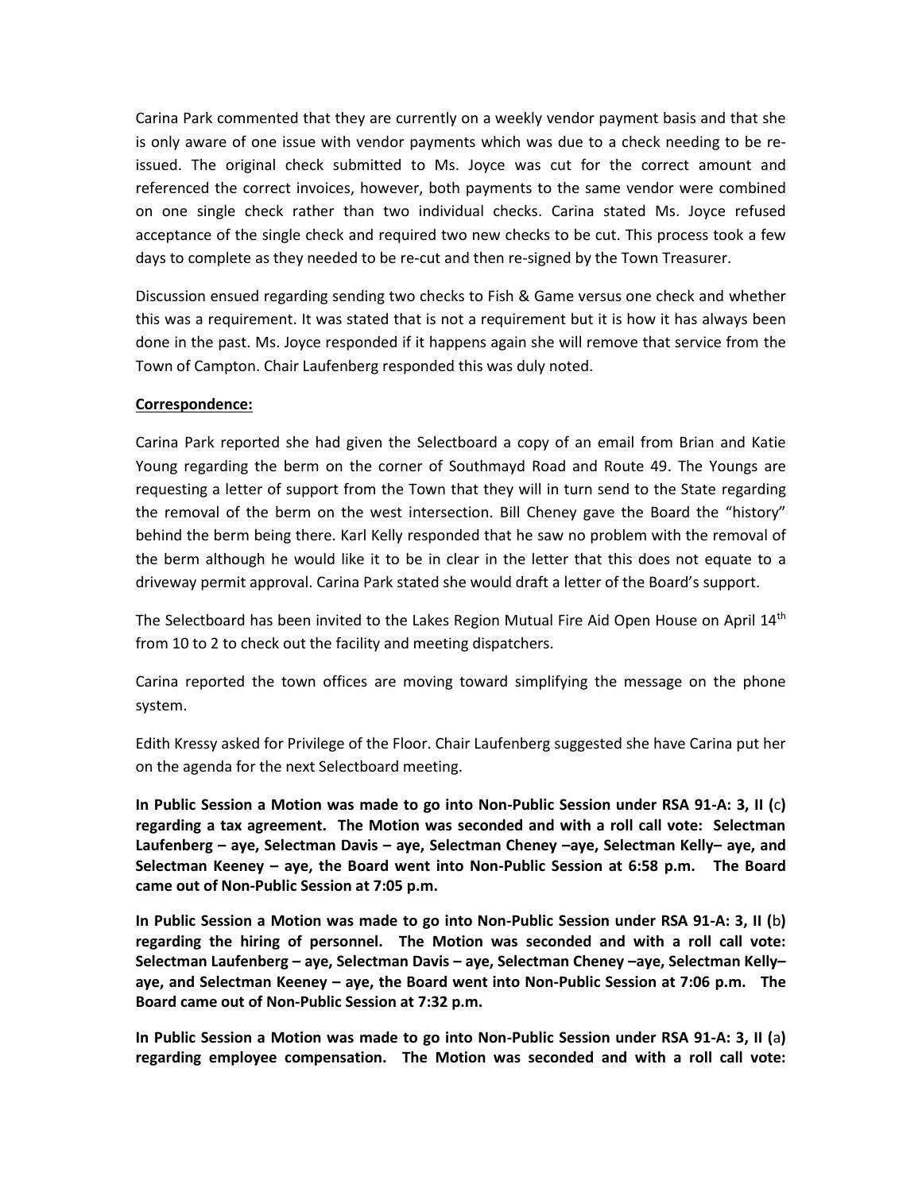Carina Park commented that they are currently on a weekly vendor payment basis and that she is only aware of one issue with vendor payments which was due to a check needing to be re-issued. The original check submitted to Ms. Joyce was cut for the correct amount and referenced the correct invoices, however, both payments to the same vendor were combined on one single check rather than two individual checks. Carina stated Ms. Joyce refused acceptance of the single check and required two new checks to be cut. This process took a few days to complete as they needed to be re-cut and then re-signed by the Town Treasurer.

Discussion ensued regarding sending two checks to Fish & Game versus one check and whether this was a requirement. It was stated that is not a requirement but it is how it has always been done in the past. Ms. Joyce responded if it happens again she will remove that service from the Town of Campton. Chair Laufenberg responded this was duly noted.

**Correspondence:**

Carina Park reported she had given the Selectboard a copy of an email from Brian and Katie Young regarding the berm on the corner of Southmayd Road and Route 49. The Youngs are requesting a letter of support from the Town that they will in turn send to the State regarding the removal of the berm on the west intersection. Bill Cheney gave the Board the "history" behind the berm being there. Karl Kelly responded that he saw no problem with the removal of the berm although he would like it to be in clear in the letter that this does not equate to a driveway permit approval. Carina Park stated she would draft a letter of the Board's support.

The Selectboard has been invited to the Lakes Region Mutual Fire Aid Open House on April 14th from 10 to 2 to check out the facility and meeting dispatchers.

Carina reported the town offices are moving toward simplifying the message on the phone system.

Edith Kressy asked for Privilege of the Floor. Chair Laufenberg suggested she have Carina put her on the agenda for the next Selectboard meeting.

**In Public Session a Motion was made to go into Non-Public Session under RSA 91-A: 3, II (c) regarding a tax agreement. The Motion was seconded and with a roll call vote: Selectman Laufenberg – aye, Selectman Davis – aye, Selectman Cheney –aye, Selectman Kelly– aye, and Selectman Keeney – aye, the Board went into Non-Public Session at 6:58 p.m. The Board came out of Non-Public Session at 7:05 p.m.**

**In Public Session a Motion was made to go into Non-Public Session under RSA 91-A: 3, II (b) regarding the hiring of personnel. The Motion was seconded and with a roll call vote: Selectman Laufenberg – aye, Selectman Davis – aye, Selectman Cheney –aye, Selectman Kelly– aye, and Selectman Keeney – aye, the Board went into Non-Public Session at 7:06 p.m. The Board came out of Non-Public Session at 7:32 p.m.**

**In Public Session a Motion was made to go into Non-Public Session under RSA 91-A: 3, II (a) regarding employee compensation. The Motion was seconded and with a roll call vote:**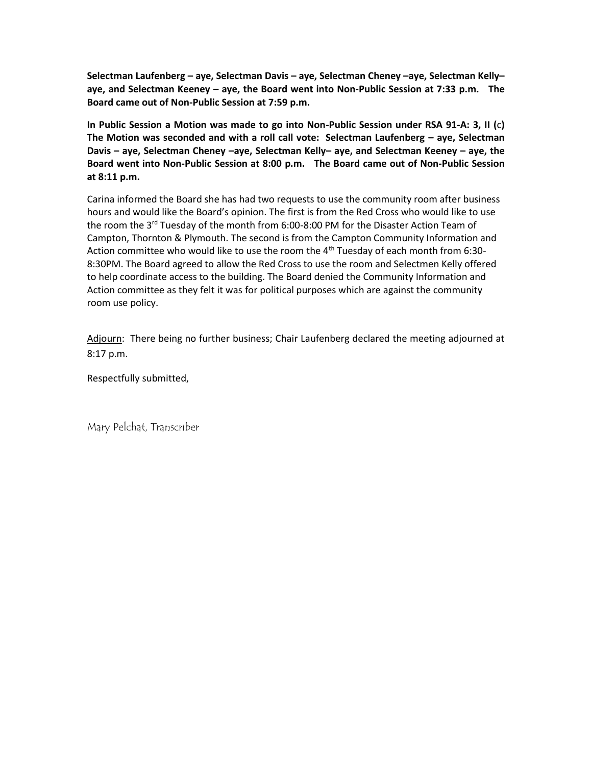**Selectman Laufenberg – aye, Selectman Davis – aye, Selectman Cheney –aye, Selectman Kelly– aye, and Selectman Keeney – aye, the Board went into Non-Public Session at 7:33 p.m. The Board came out of Non-Public Session at 7:59 p.m.**

**In Public Session a Motion was made to go into Non-Public Session under RSA 91-A: 3, II (c) The Motion was seconded and with a roll call vote: Selectman Laufenberg – aye, Selectman Davis – aye, Selectman Cheney –aye, Selectman Kelly– aye, and Selectman Keeney – aye, the Board went into Non-Public Session at 8:00 p.m. The Board came out of Non-Public Session at 8:11 p.m.**

Carina informed the Board she has had two requests to use the community room after business hours and would like the Board's opinion. The first is from the Red Cross who would like to use the room the 3rd Tuesday of the month from 6:00-8:00 PM for the Disaster Action Team of Campton, Thornton & Plymouth. The second is from the Campton Community Information and Action committee who would like to use the room the 4th Tuesday of each month from 6:30-8:30PM. The Board agreed to allow the Red Cross to use the room and Selectmen Kelly offered to help coordinate access to the building. The Board denied the Community Information and Action committee as they felt it was for political purposes which are against the community room use policy.

Adjourn: There being no further business; Chair Laufenberg declared the meeting adjourned at 8:17 p.m.

Respectfully submitted,

Mary Pelchat, Transcriber